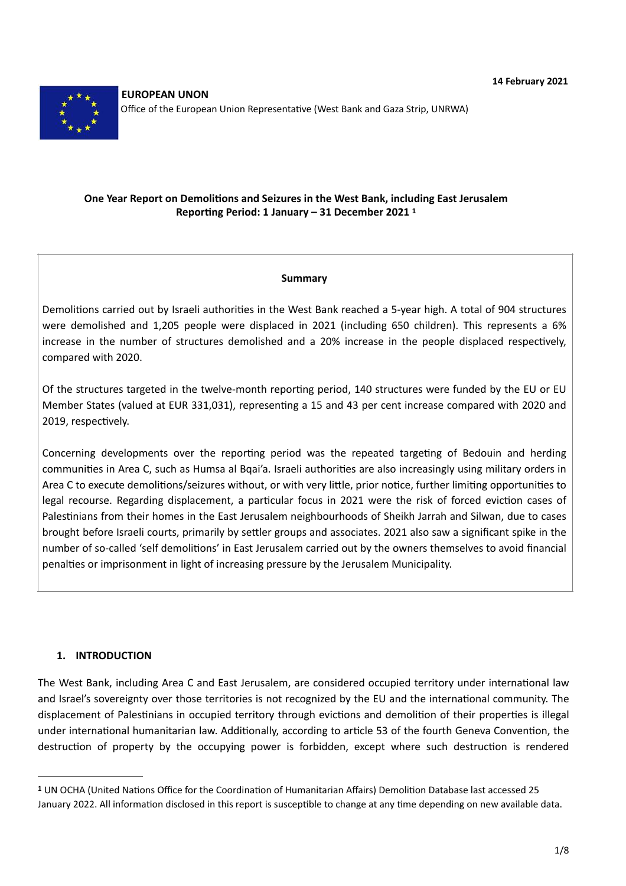**14 February 2021**

**EUROPEAN UNON**
Office of the European Union Representative (West Bank and Gaza Strip, UNRWA)

**One Year Report on Demolitions and Seizures in the West Bank, including East Jerusalem**
**Reporting Period: 1 January – 31 December 2021** [1]

**Summary**

Demolitions carried out by Israeli authorities in the West Bank reached a 5-year high. A total of 904 structures were demolished and 1,205 people were displaced in 2021 (including 650 children). This represents a 6% increase in the number of structures demolished and a 20% increase in the people displaced respectively, compared with 2020.

Of the structures targeted in the twelve-month reporting period, 140 structures were funded by the EU or EU Member States (valued at EUR 331,031), representing a 15 and 43 per cent increase compared with 2020 and 2019, respectively.

Concerning developments over the reporting period was the repeated targeting of Bedouin and herding communities in Area C, such as Humsa al Bqai'a. Israeli authorities are also increasingly using military orders in Area C to execute demolitions/seizures without, or with very little, prior notice, further limiting opportunities to legal recourse. Regarding displacement, a particular focus in 2021 were the risk of forced eviction cases of Palestinians from their homes in the East Jerusalem neighbourhoods of Sheikh Jarrah and Silwan, due to cases brought before Israeli courts, primarily by settler groups and associates. 2021 also saw a significant spike in the number of so-called 'self demolitions' in East Jerusalem carried out by the owners themselves to avoid financial penalties or imprisonment in light of increasing pressure by the Jerusalem Municipality.

## 1. INTRODUCTION

The West Bank, including Area C and East Jerusalem, are considered occupied territory under international law and Israel's sovereignty over those territories is not recognized by the EU and the international community. The displacement of Palestinians in occupied territory through evictions and demolition of their properties is illegal under international humanitarian law. Additionally, according to article 53 of the fourth Geneva Convention, the destruction of property by the occupying power is forbidden, except where such destruction is rendered

---

[1] UN OCHA (United Nations Office for the Coordination of Humanitarian Affairs) Demolition Database last accessed 25 January 2022. All information disclosed in this report is susceptible to change at any time depending on new available data.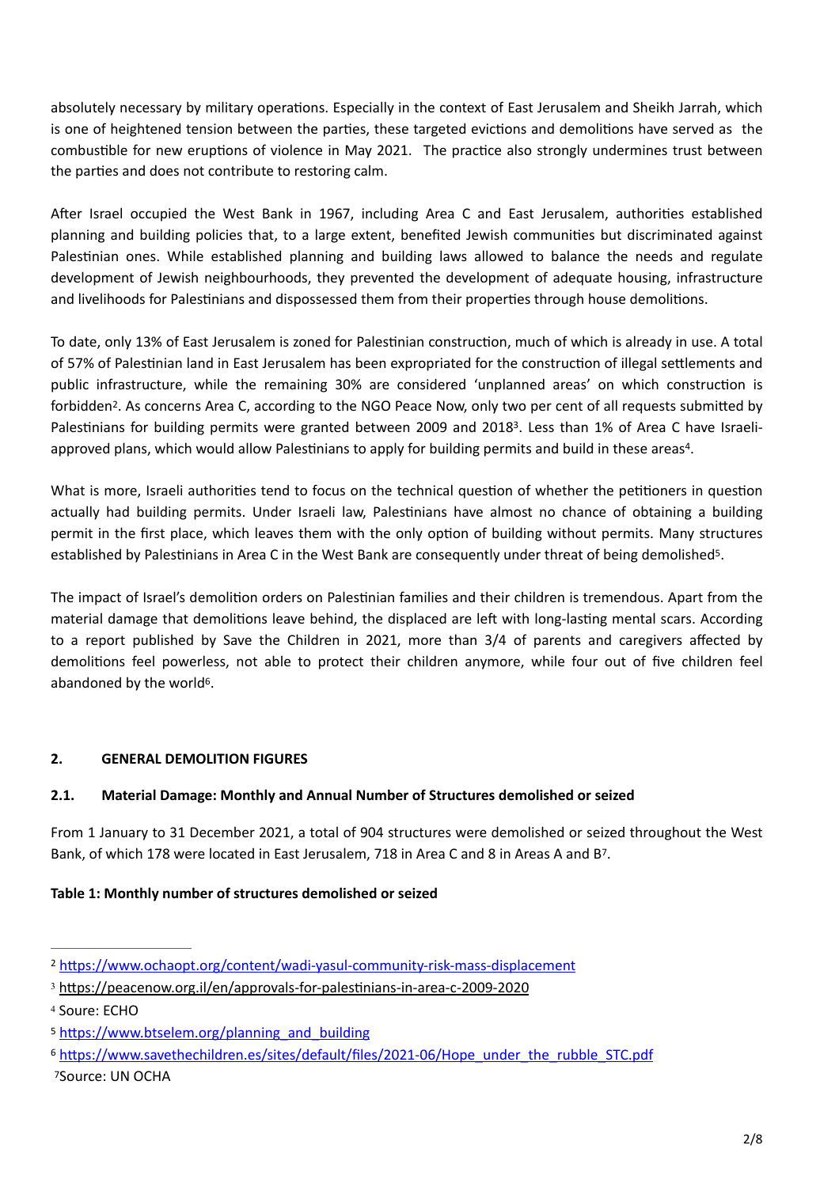absolutely necessary by military operations. Especially in the context of East Jerusalem and Sheikh Jarrah, which is one of heightened tension between the parties, these targeted evictions and demolitions have served as the combustible for new eruptions of violence in May 2021. The practice also strongly undermines trust between the parties and does not contribute to restoring calm.

After Israel occupied the West Bank in 1967, including Area C and East Jerusalem, authorities established planning and building policies that, to a large extent, benefited Jewish communities but discriminated against Palestinian ones. While established planning and building laws allowed to balance the needs and regulate development of Jewish neighbourhoods, they prevented the development of adequate housing, infrastructure and livelihoods for Palestinians and dispossessed them from their properties through house demolitions.

To date, only 13% of East Jerusalem is zoned for Palestinian construction, much of which is already in use. A total of 57% of Palestinian land in East Jerusalem has been expropriated for the construction of illegal settlements and public infrastructure, while the remaining 30% are considered 'unplanned areas' on which construction is forbidden[2]. As concerns Area C, according to the NGO Peace Now, only two per cent of all requests submitted by Palestinians for building permits were granted between 2009 and 2018[3]. Less than 1% of Area C have Israeli-approved plans, which would allow Palestinians to apply for building permits and build in these areas[4].

What is more, Israeli authorities tend to focus on the technical question of whether the petitioners in question actually had building permits. Under Israeli law, Palestinians have almost no chance of obtaining a building permit in the first place, which leaves them with the only option of building without permits. Many structures established by Palestinians in Area C in the West Bank are consequently under threat of being demolished[5].

The impact of Israel's demolition orders on Palestinian families and their children is tremendous. Apart from the material damage that demolitions leave behind, the displaced are left with long-lasting mental scars. According to a report published by Save the Children in 2021, more than 3/4 of parents and caregivers affected by demolitions feel powerless, not able to protect their children anymore, while four out of five children feel abandoned by the world[6].

## 2. GENERAL DEMOLITION FIGURES

### 2.1. Material Damage: Monthly and Annual Number of Structures demolished or seized

From 1 January to 31 December 2021, a total of 904 structures were demolished or seized throughout the West Bank, of which 178 were located in East Jerusalem, 718 in Area C and 8 in Areas A and B[7].

**Table 1: Monthly number of structures demolished or seized**

---

[2] https://www.ochaopt.org/content/wadi-yasul-community-risk-mass-displacement

[3] https://peacenow.org.il/en/approvals-for-palestinians-in-area-c-2009-2020

[4] Soure: ECHO

[5] https://www.btselem.org/planning_and_building

[6] https://www.savethechildren.es/sites/default/files/2021-06/Hope_under_the_rubble_STC.pdf

[7] Source: UN OCHA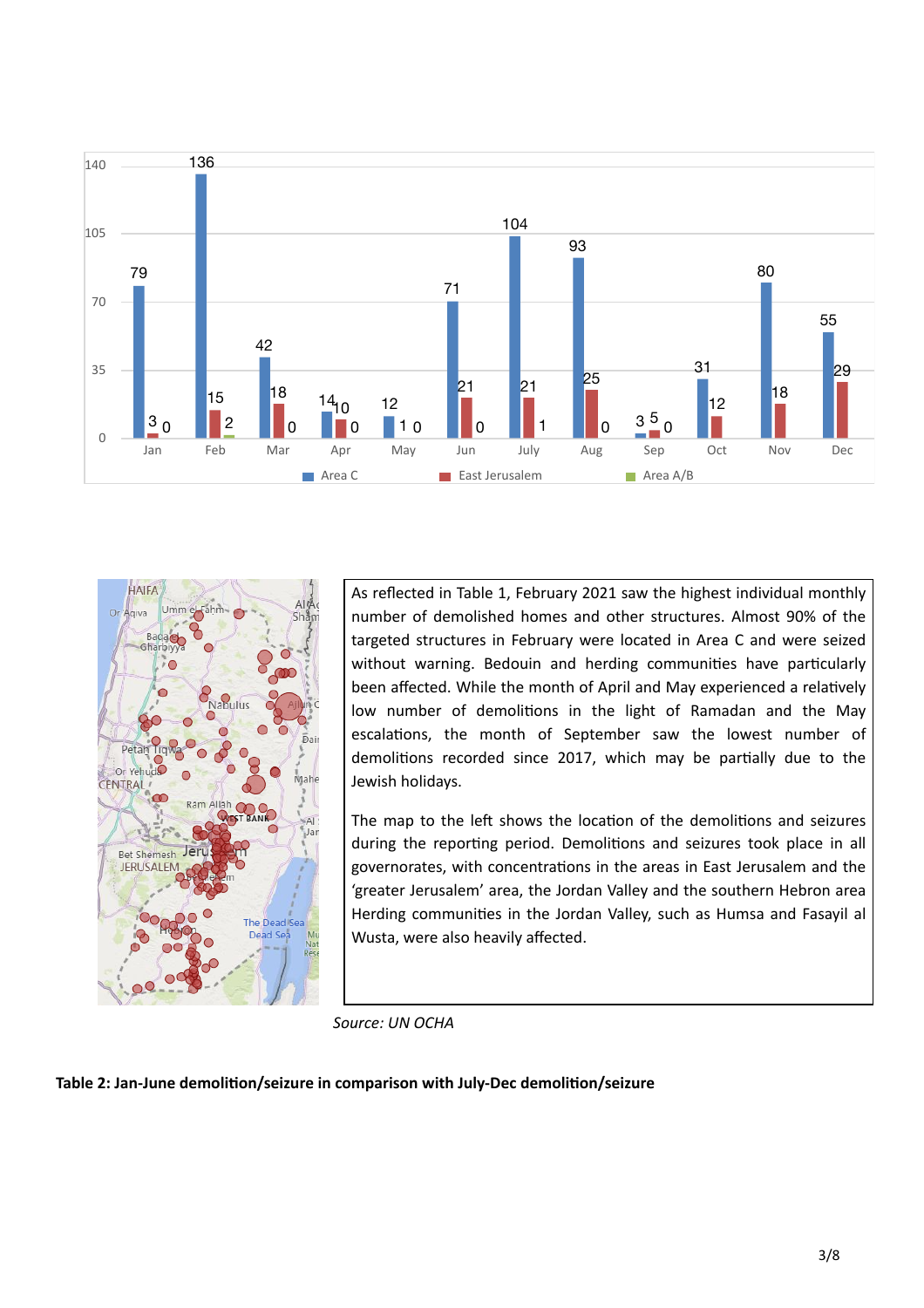| Month | Area C | East Jerusalem | Area A/B |
|---|---|---|---|
| Jan | 79 | 3 | 0 |
| Feb | 136 | 15 | 2 |
| Mar | 42 | 18 | 0 |
| Apr | 14 | 10 | 0 |
| May | 12 | 1 | 0 |
| Jun | 71 | 21 | 0 |
| July | 104 | 21 | 1 |
| Aug | 93 | 25 | 0 |
| Sep | 3 | 5 | 0 |
| Oct | 31 | 12 | |
| Nov | 80 | 18 | |
| Dec | 55 | 29 | |

As reflected in Table 1, February 2021 saw the highest individual monthly number of demolished homes and other structures. Almost 90% of the targeted structures in February were located in Area C and were seized without warning. Bedouin and herding communities have particularly been affected. While the month of April and May experienced a relatively low number of demolitions in the light of Ramadan and the May escalations, the month of September saw the lowest number of demolitions recorded since 2017, which may be partially due to the Jewish holidays.

The map to the left shows the location of the demolitions and seizures during the reporting period. Demolitions and seizures took place in all governorates, with concentrations in the areas in East Jerusalem and the 'greater Jerusalem' area, the Jordan Valley and the southern Hebron area Herding communities in the Jordan Valley, such as Humsa and Fasayil al Wusta, were also heavily affected.

*Source: UN OCHA*

**Table 2: Jan-June demolition/seizure in comparison with July-Dec demolition/seizure**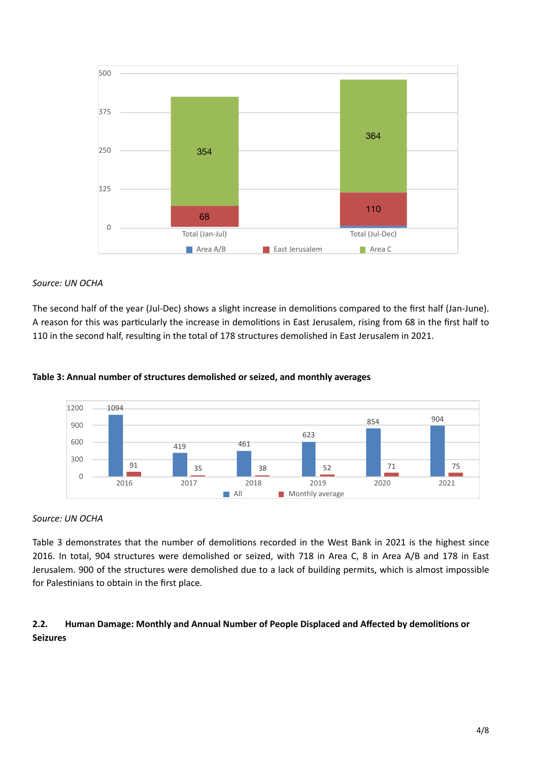*Source: UN OCHA*

The second half of the year (Jul-Dec) shows a slight increase in demolitions compared to the first half (Jan-June). A reason for this was particularly the increase in demolitions in East Jerusalem, rising from 68 in the first half to 110 in the second half, resulting in the total of 178 structures demolished in East Jerusalem in 2021.

**Table 3: Annual number of structures demolished or seized, and monthly averages**

*Source: UN OCHA*

Table 3 demonstrates that the number of demolitions recorded in the West Bank in 2021 is the highest since 2016. In total, 904 structures were demolished or seized, with 718 in Area C, 8 in Area A/B and 178 in East Jerusalem. 900 of the structures were demolished due to a lack of building permits, which is almost impossible for Palestinians to obtain in the first place.

### 2.2. Human Damage: Monthly and Annual Number of People Displaced and Affected by demolitions or Seizures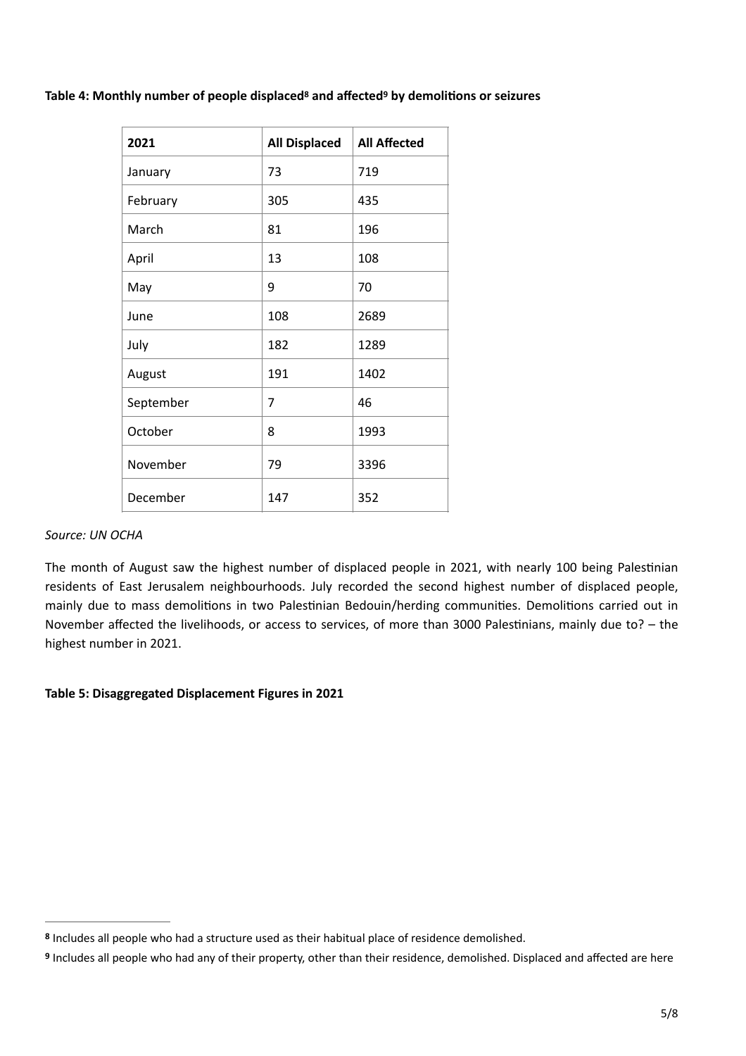**Table 4: Monthly number of people displaced[8] and affected[9] by demolitions or seizures**

| 2021 | All Displaced | All Affected |
|---|---|---|
| January | 73 | 719 |
| February | 305 | 435 |
| March | 81 | 196 |
| April | 13 | 108 |
| May | 9 | 70 |
| June | 108 | 2689 |
| July | 182 | 1289 |
| August | 191 | 1402 |
| September | 7 | 46 |
| October | 8 | 1993 |
| November | 79 | 3396 |
| December | 147 | 352 |

*Source: UN OCHA*

The month of August saw the highest number of displaced people in 2021, with nearly 100 being Palestinian residents of East Jerusalem neighbourhoods. July recorded the second highest number of displaced people, mainly due to mass demolitions in two Palestinian Bedouin/herding communities. Demolitions carried out in November affected the livelihoods, or access to services, of more than 3000 Palestinians, mainly due to? – the highest number in 2021.

**Table 5: Disaggregated Displacement Figures in 2021**

---

[8] Includes all people who had a structure used as their habitual place of residence demolished.

[9] Includes all people who had any of their property, other than their residence, demolished. Displaced and affected are here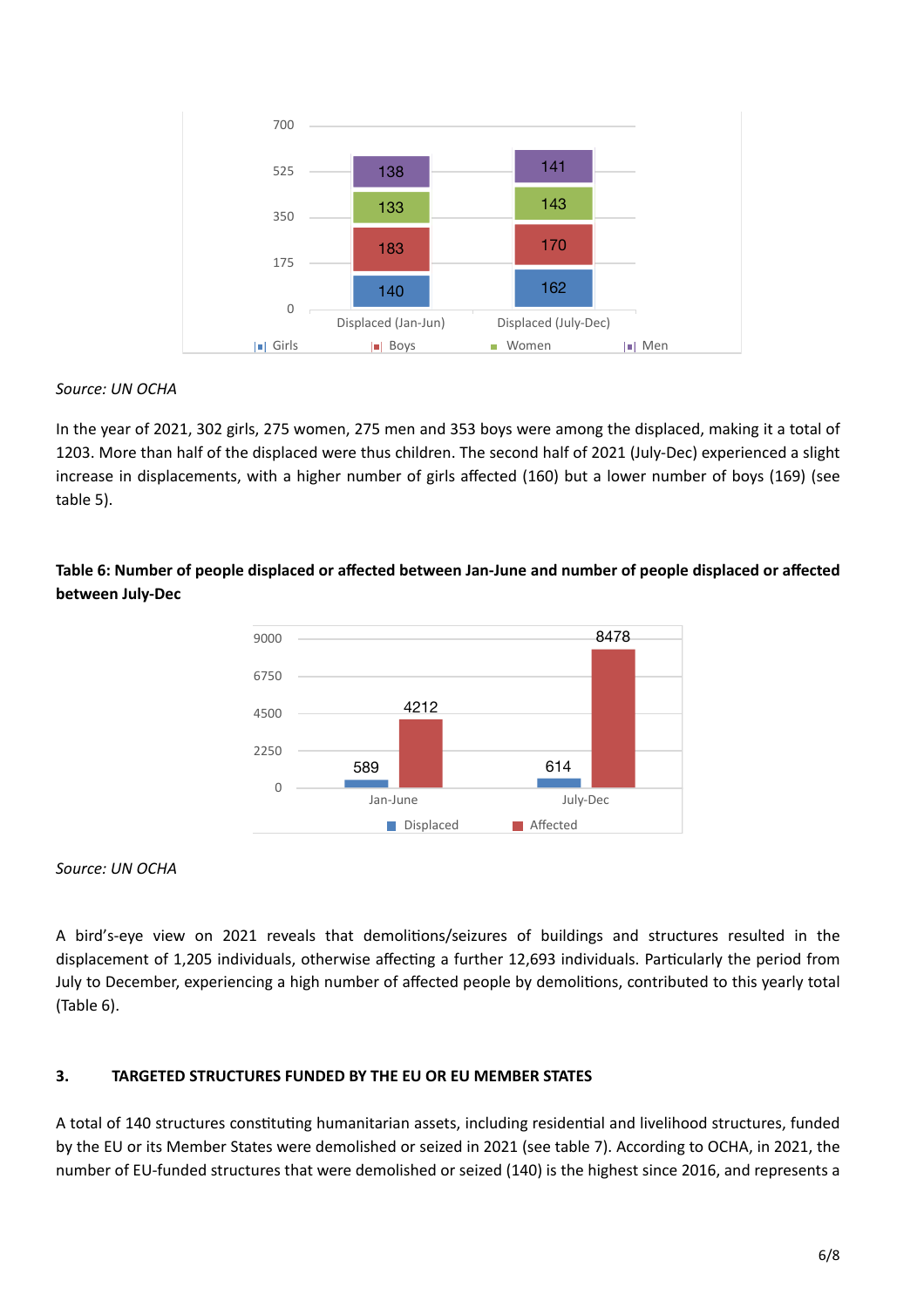Source: UN OCHA

In the year of 2021, 302 girls, 275 women, 275 men and 353 boys were among the displaced, making it a total of 1203. More than half of the displaced were thus children. The second half of 2021 (July-Dec) experienced a slight increase in displacements, with a higher number of girls affected (160) but a lower number of boys (169) (see table 5).

**Table 6: Number of people displaced or affected between Jan-June and number of people displaced or affected between July-Dec**

Source: UN OCHA

A bird's-eye view on 2021 reveals that demolitions/seizures of buildings and structures resulted in the displacement of 1,205 individuals, otherwise affecting a further 12,693 individuals. Particularly the period from July to December, experiencing a high number of affected people by demolitions, contributed to this yearly total (Table 6).

## 3. TARGETED STRUCTURES FUNDED BY THE EU OR EU MEMBER STATES

A total of 140 structures constituting humanitarian assets, including residential and livelihood structures, funded by the EU or its Member States were demolished or seized in 2021 (see table 7). According to OCHA, in 2021, the number of EU-funded structures that were demolished or seized (140) is the highest since 2016, and represents a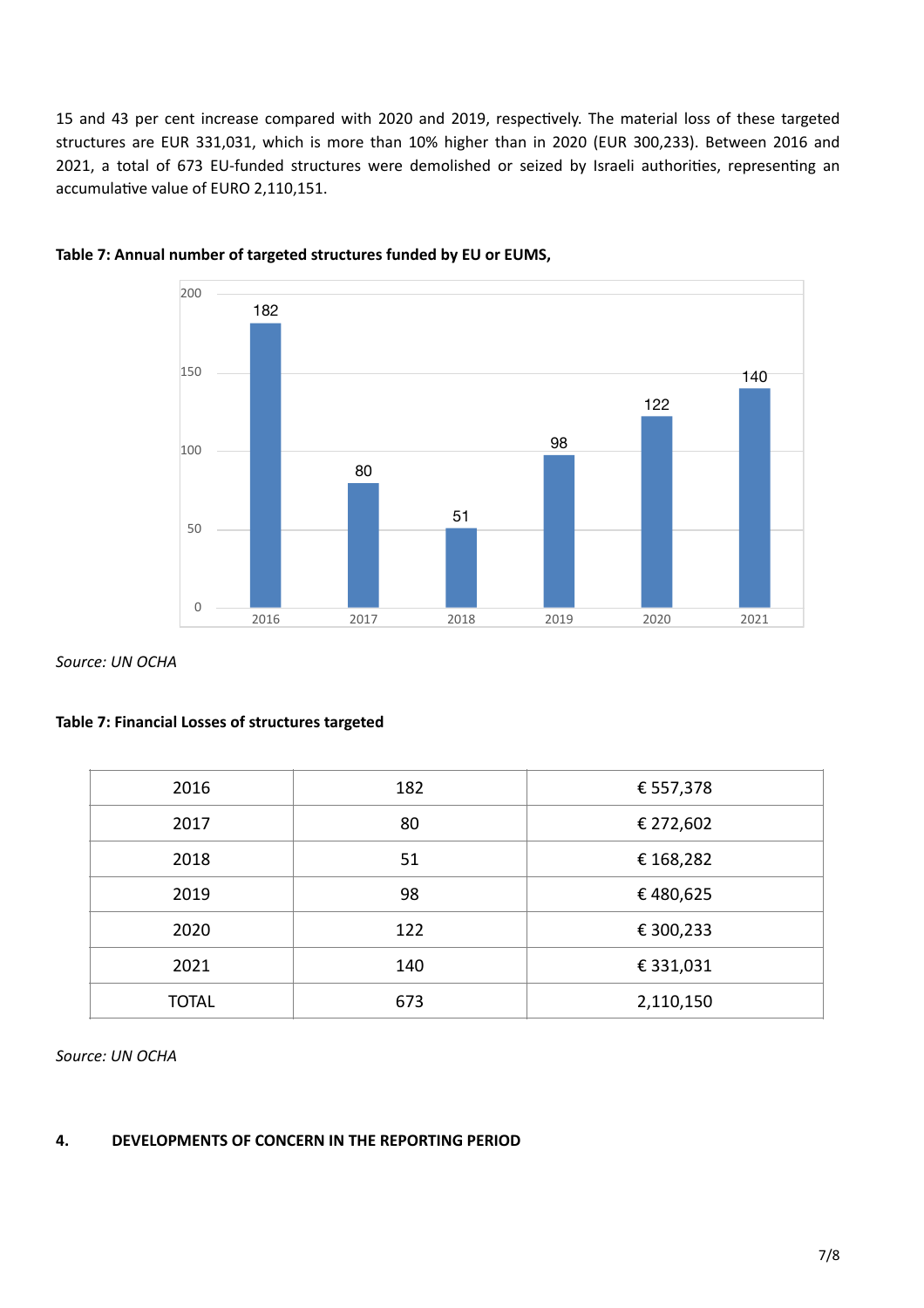15 and 43 per cent increase compared with 2020 and 2019, respectively. The material loss of these targeted structures are EUR 331,031, which is more than 10% higher than in 2020 (EUR 300,233). Between 2016 and 2021, a total of 673 EU-funded structures were demolished or seized by Israeli authorities, representing an accumulative value of EURO 2,110,151.

**Table 7: Annual number of targeted structures funded by EU or EUMS,**

| Year | Number of structures |
|---|---|
| 2016 | 182 |
| 2017 | 80 |
| 2018 | 51 |
| 2019 | 98 |
| 2020 | 122 |
| 2021 | 140 |

*Source: UN OCHA*

**Table 7: Financial Losses of structures targeted**

| | | |
|---|---|---|
| 2016 | 182 | € 557,378 |
| 2017 | 80 | € 272,602 |
| 2018 | 51 | € 168,282 |
| 2019 | 98 | € 480,625 |
| 2020 | 122 | € 300,233 |
| 2021 | 140 | € 331,031 |
| TOTAL | 673 | 2,110,150 |

*Source: UN OCHA*

## 4. DEVELOPMENTS OF CONCERN IN THE REPORTING PERIOD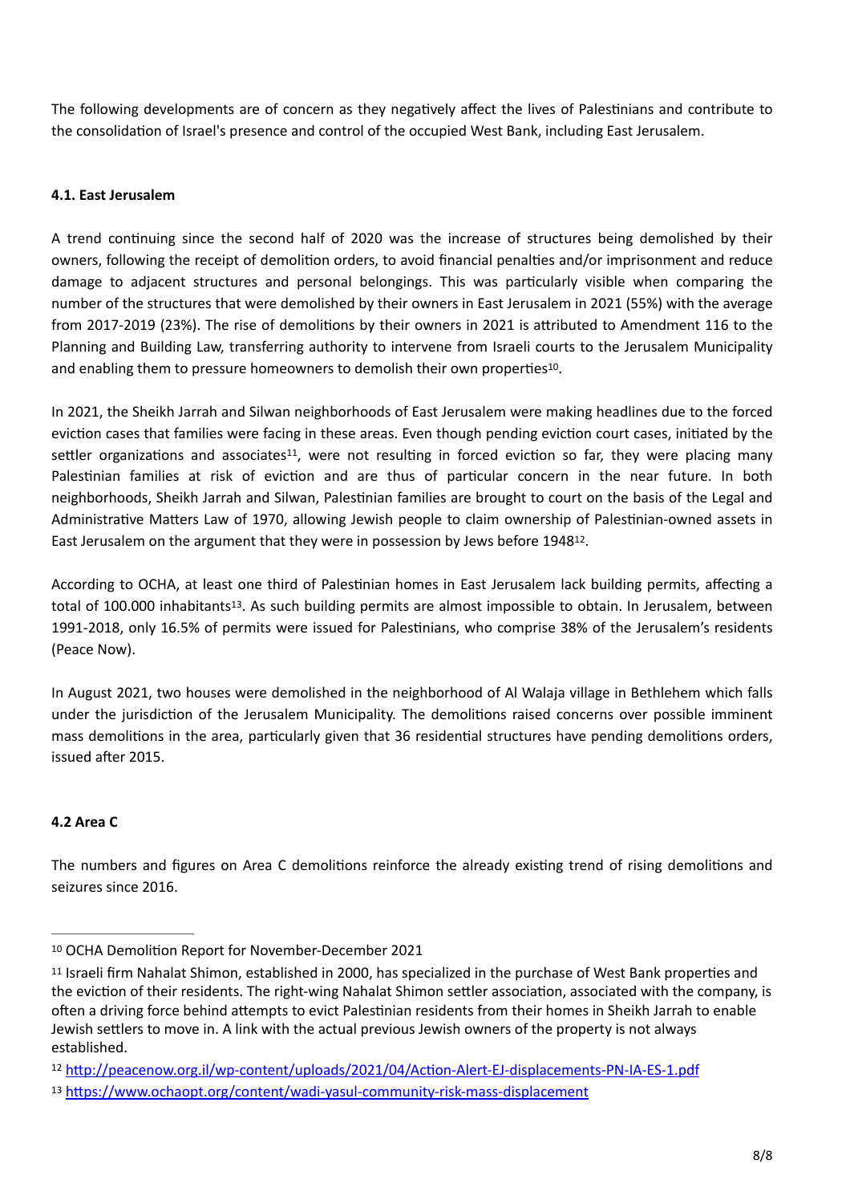The following developments are of concern as they negatively affect the lives of Palestinians and contribute to the consolidation of Israel's presence and control of the occupied West Bank, including East Jerusalem.

#### 4.1. East Jerusalem

A trend continuing since the second half of 2020 was the increase of structures being demolished by their owners, following the receipt of demolition orders, to avoid financial penalties and/or imprisonment and reduce damage to adjacent structures and personal belongings. This was particularly visible when comparing the number of the structures that were demolished by their owners in East Jerusalem in 2021 (55%) with the average from 2017-2019 (23%). The rise of demolitions by their owners in 2021 is attributed to Amendment 116 to the Planning and Building Law, transferring authority to intervene from Israeli courts to the Jerusalem Municipality and enabling them to pressure homeowners to demolish their own properties[10].

In 2021, the Sheikh Jarrah and Silwan neighborhoods of East Jerusalem were making headlines due to the forced eviction cases that families were facing in these areas. Even though pending eviction court cases, initiated by the settler organizations and associates[11], were not resulting in forced eviction so far, they were placing many Palestinian families at risk of eviction and are thus of particular concern in the near future. In both neighborhoods, Sheikh Jarrah and Silwan, Palestinian families are brought to court on the basis of the Legal and Administrative Matters Law of 1970, allowing Jewish people to claim ownership of Palestinian-owned assets in East Jerusalem on the argument that they were in possession by Jews before 1948[12].

According to OCHA, at least one third of Palestinian homes in East Jerusalem lack building permits, affecting a total of 100.000 inhabitants[13]. As such building permits are almost impossible to obtain. In Jerusalem, between 1991-2018, only 16.5% of permits were issued for Palestinians, who comprise 38% of the Jerusalem's residents (Peace Now).

In August 2021, two houses were demolished in the neighborhood of Al Walaja village in Bethlehem which falls under the jurisdiction of the Jerusalem Municipality. The demolitions raised concerns over possible imminent mass demolitions in the area, particularly given that 36 residential structures have pending demolitions orders, issued after 2015.

#### 4.2 Area C

The numbers and figures on Area C demolitions reinforce the already existing trend of rising demolitions and seizures since 2016.

---

[10] OCHA Demolition Report for November-December 2021

[11] Israeli firm Nahalat Shimon, established in 2000, has specialized in the purchase of West Bank properties and the eviction of their residents. The right-wing Nahalat Shimon settler association, associated with the company, is often a driving force behind attempts to evict Palestinian residents from their homes in Sheikh Jarrah to enable Jewish settlers to move in. A link with the actual previous Jewish owners of the property is not always established.

[12] http://peacenow.org.il/wp-content/uploads/2021/04/Action-Alert-EJ-displacements-PN-IA-ES-1.pdf

[13] https://www.ochaopt.org/content/wadi-yasul-community-risk-mass-displacement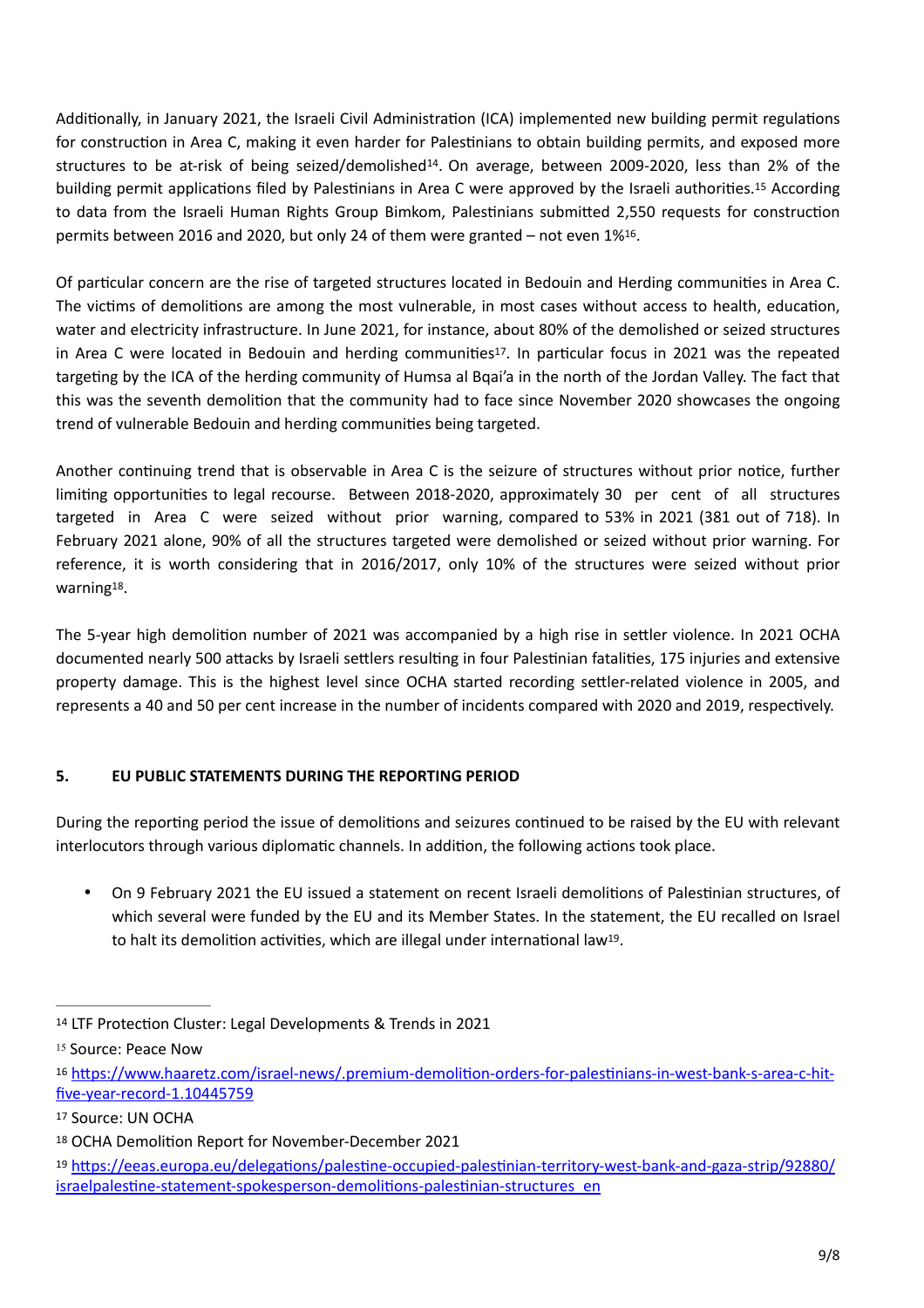Additionally, in January 2021, the Israeli Civil Administration (ICA) implemented new building permit regulations for construction in Area C, making it even harder for Palestinians to obtain building permits, and exposed more structures to be at-risk of being seized/demolished[14]. On average, between 2009-2020, less than 2% of the building permit applications filed by Palestinians in Area C were approved by the Israeli authorities.[15] According to data from the Israeli Human Rights Group Bimkom, Palestinians submitted 2,550 requests for construction permits between 2016 and 2020, but only 24 of them were granted – not even 1%[16].

Of particular concern are the rise of targeted structures located in Bedouin and Herding communities in Area C. The victims of demolitions are among the most vulnerable, in most cases without access to health, education, water and electricity infrastructure. In June 2021, for instance, about 80% of the demolished or seized structures in Area C were located in Bedouin and herding communities[17]. In particular focus in 2021 was the repeated targeting by the ICA of the herding community of Humsa al Bqai'a in the north of the Jordan Valley. The fact that this was the seventh demolition that the community had to face since November 2020 showcases the ongoing trend of vulnerable Bedouin and herding communities being targeted.

Another continuing trend that is observable in Area C is the seizure of structures without prior notice, further limiting opportunities to legal recourse. Between 2018-2020, approximately 30 per cent of all structures targeted in Area C were seized without prior warning, compared to 53% in 2021 (381 out of 718). In February 2021 alone, 90% of all the structures targeted were demolished or seized without prior warning. For reference, it is worth considering that in 2016/2017, only 10% of the structures were seized without prior warning[18].

The 5-year high demolition number of 2021 was accompanied by a high rise in settler violence. In 2021 OCHA documented nearly 500 attacks by Israeli settlers resulting in four Palestinian fatalities, 175 injuries and extensive property damage. This is the highest level since OCHA started recording settler-related violence in 2005, and represents a 40 and 50 per cent increase in the number of incidents compared with 2020 and 2019, respectively.

## 5. EU PUBLIC STATEMENTS DURING THE REPORTING PERIOD

During the reporting period the issue of demolitions and seizures continued to be raised by the EU with relevant interlocutors through various diplomatic channels. In addition, the following actions took place.

- On 9 February 2021 the EU issued a statement on recent Israeli demolitions of Palestinian structures, of which several were funded by the EU and its Member States. In the statement, the EU recalled on Israel to halt its demolition activities, which are illegal under international law[19].

---

[14] LTF Protection Cluster: Legal Developments & Trends in 2021

[15] Source: Peace Now

[16] https://www.haaretz.com/israel-news/.premium-demolition-orders-for-palestinians-in-west-bank-s-area-c-hit-five-year-record-1.10445759

[17] Source: UN OCHA

[18] OCHA Demolition Report for November-December 2021

[19] https://eeas.europa.eu/delegations/palestine-occupied-palestinian-territory-west-bank-and-gaza-strip/92880/israelpalestine-statement-spokesperson-demolitions-palestinian-structures_en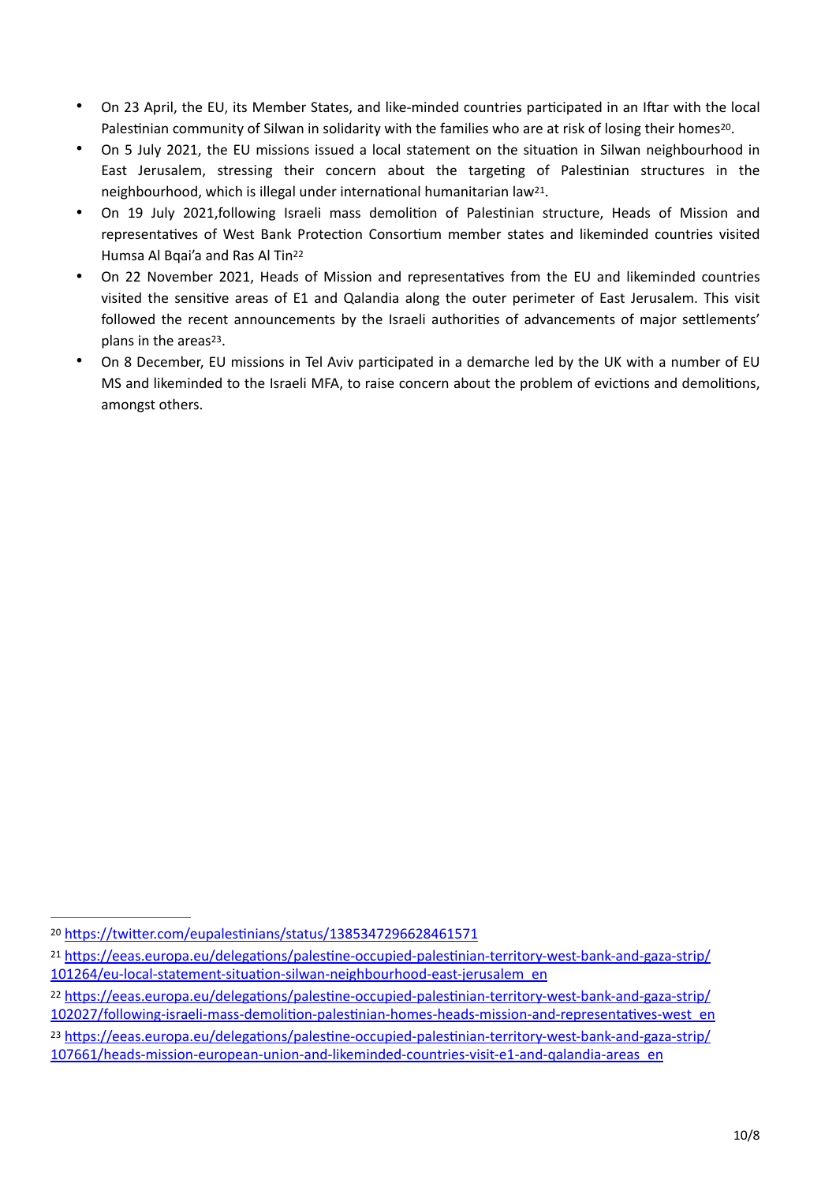- On 23 April, the EU, its Member States, and like-minded countries participated in an Iftar with the local Palestinian community of Silwan in solidarity with the families who are at risk of losing their homes[20].
- On 5 July 2021, the EU missions issued a local statement on the situation in Silwan neighbourhood in East Jerusalem, stressing their concern about the targeting of Palestinian structures in the neighbourhood, which is illegal under international humanitarian law[21].
- On 19 July 2021,following Israeli mass demolition of Palestinian structure, Heads of Mission and representatives of West Bank Protection Consortium member states and likeminded countries visited Humsa Al Bqai'a and Ras Al Tin[22]
- On 22 November 2021, Heads of Mission and representatives from the EU and likeminded countries visited the sensitive areas of E1 and Qalandia along the outer perimeter of East Jerusalem. This visit followed the recent announcements by the Israeli authorities of advancements of major settlements' plans in the areas[23].
- On 8 December, EU missions in Tel Aviv participated in a demarche led by the UK with a number of EU MS and likeminded to the Israeli MFA, to raise concern about the problem of evictions and demolitions, amongst others.

---

[20] https://twitter.com/eupalestinians/status/1385347296628461571

[21] https://eeas.europa.eu/delegations/palestine-occupied-palestinian-territory-west-bank-and-gaza-strip/101264/eu-local-statement-situation-silwan-neighbourhood-east-jerusalem_en

[22] https://eeas.europa.eu/delegations/palestine-occupied-palestinian-territory-west-bank-and-gaza-strip/102027/following-israeli-mass-demolition-palestinian-homes-heads-mission-and-representatives-west_en

[23] https://eeas.europa.eu/delegations/palestine-occupied-palestinian-territory-west-bank-and-gaza-strip/107661/heads-mission-european-union-and-likeminded-countries-visit-e1-and-qalandia-areas_en